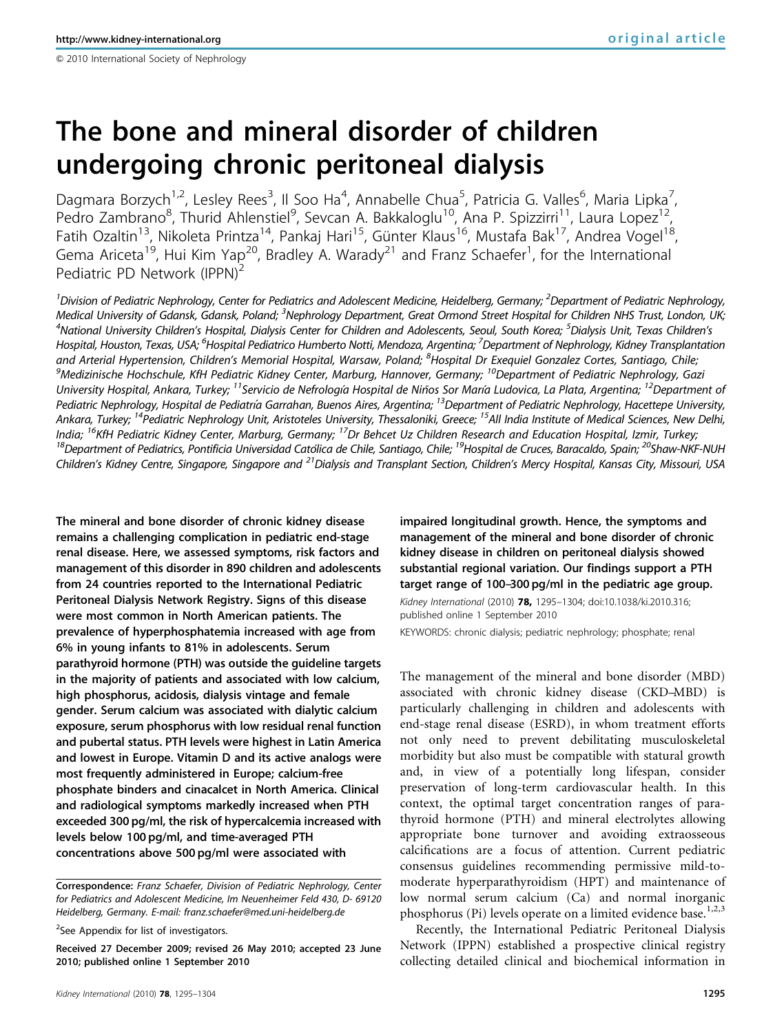# The bone and mineral disorder of children undergoing chronic peritoneal dialysis

Dagmara Borzych[1,2], Lesley Rees[3], Il Soo Ha[4], Annabelle Chua[5], Patricia G. Valles[6], Maria Lipka[7], Pedro Zambrano[8], Thurid Ahlenstiel[9], Sevcan A. Bakkaloglu[10], Ana P. Spizzirri[11], Laura Lopez[12], Fatih Ozaltin[13], Nikoleta Printza[14], Pankaj Hari[15], Günter Klaus[16], Mustafa Bak[17], Andrea Vogel[18], Gema Ariceta[19], Hui Kim Yap[20], Bradley A. Warady[21] and Franz Schaefer[1], for the International Pediatric PD Network (IPPN)[2]

[1]Division of Pediatric Nephrology, Center for Pediatrics and Adolescent Medicine, Heidelberg, Germany; [2]Department of Pediatric Nephrology, Medical University of Gdansk, Gdansk, Poland; [3]Nephrology Department, Great Ormond Street Hospital for Children NHS Trust, London, UK; [4]National University Children's Hospital, Dialysis Center for Children and Adolescents, Seoul, South Korea; [5]Dialysis Unit, Texas Children's Hospital, Houston, Texas, USA; [6]Hospital Pediatrico Humberto Notti, Mendoza, Argentina; [7]Department of Nephrology, Kidney Transplantation and Arterial Hypertension, Children's Memorial Hospital, Warsaw, Poland; [8]Hospital Dr Exequiel Gonzalez Cortes, Santiago, Chile; [9]Medizinische Hochschule, KfH Pediatric Kidney Center, Marburg, Hannover, Germany; [10]Department of Pediatric Nephrology, Gazi University Hospital, Ankara, Turkey; [11]Servicio de Nefrología Hospital de Niños Sor María Ludovica, La Plata, Argentina; [12]Department of Pediatric Nephrology, Hospital de Pediatría Garrahan, Buenos Aires, Argentina; [13]Department of Pediatric Nephrology, Hacettepe University, Ankara, Turkey; [14]Pediatric Nephrology Unit, Aristoteles University, Thessaloniki, Greece; [15]All India Institute of Medical Sciences, New Delhi, India; [16]KfH Pediatric Kidney Center, Marburg, Germany; [17]Dr Behcet Uz Children Research and Education Hospital, Izmir, Turkey; [18]Department of Pediatrics, Pontificia Universidad Católica de Chile, Santiago, Chile; [19]Hospital de Cruces, Baracaldo, Spain; [20]Shaw-NKF-NUH Children's Kidney Centre, Singapore, Singapore and [21]Dialysis and Transplant Section, Children's Mercy Hospital, Kansas City, Missouri, USA

**The mineral and bone disorder of chronic kidney disease remains a challenging complication in pediatric end-stage renal disease. Here, we assessed symptoms, risk factors and management of this disorder in 890 children and adolescents from 24 countries reported to the International Pediatric Peritoneal Dialysis Network Registry. Signs of this disease were most common in North American patients. The prevalence of hyperphosphatemia increased with age from 6% in young infants to 81% in adolescents. Serum parathyroid hormone (PTH) was outside the guideline targets in the majority of patients and associated with low calcium, high phosphorus, acidosis, dialysis vintage and female gender. Serum calcium was associated with dialytic calcium exposure, serum phosphorus with low residual renal function and pubertal status. PTH levels were highest in Latin America and lowest in Europe. Vitamin D and its active analogs were most frequently administered in Europe; calcium-free phosphate binders and cinacalcet in North America. Clinical and radiological symptoms markedly increased when PTH exceeded 300 pg/ml, the risk of hypercalcemia increased with levels below 100 pg/ml, and time-averaged PTH concentrations above 500 pg/ml were associated with impaired longitudinal growth. Hence, the symptoms and management of the mineral and bone disorder of chronic kidney disease in children on peritoneal dialysis showed substantial regional variation. Our findings support a PTH target range of 100–300 pg/ml in the pediatric age group.**

*Kidney International* (2010) **78,** 1295–1304; doi:10.1038/ki.2010.316; published online 1 September 2010

KEYWORDS: chronic dialysis; pediatric nephrology; phosphate; renal

**Correspondence:** *Franz Schaefer, Division of Pediatric Nephrology, Center for Pediatrics and Adolescent Medicine, Im Neuenheimer Feld 430, D- 69120 Heidelberg, Germany. E-mail: franz.schaefer@med.uni-heidelberg.de*

[2]See Appendix for list of investigators.

**Received 27 December 2009; revised 26 May 2010; accepted 23 June 2010; published online 1 September 2010**

The management of the mineral and bone disorder (MBD) associated with chronic kidney disease (CKD–MBD) is particularly challenging in children and adolescents with end-stage renal disease (ESRD), in whom treatment efforts not only need to prevent debilitating musculoskeletal morbidity but also must be compatible with statural growth and, in view of a potentially long lifespan, consider preservation of long-term cardiovascular health. In this context, the optimal target concentration ranges of parathyroid hormone (PTH) and mineral electrolytes allowing appropriate bone turnover and avoiding extraosseous calcifications are a focus of attention. Current pediatric consensus guidelines recommending permissive mild-to-moderate hyperparathyroidism (HPT) and maintenance of low normal serum calcium (Ca) and normal inorganic phosphorus (Pi) levels operate on a limited evidence base.[1,2,3]

Recently, the International Pediatric Peritoneal Dialysis Network (IPPN) established a prospective clinical registry collecting detailed clinical and biochemical information in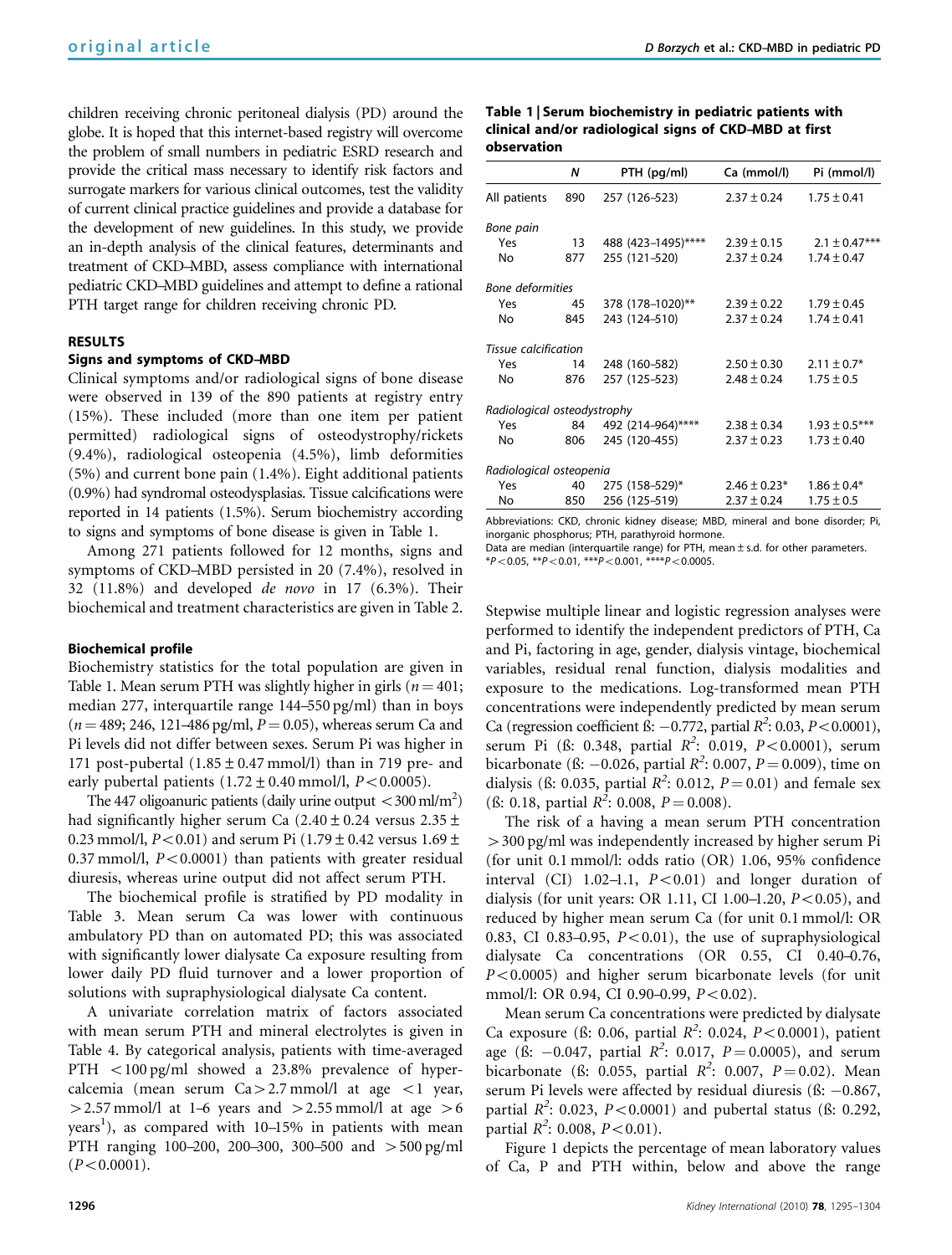children receiving chronic peritoneal dialysis (PD) around the globe. It is hoped that this internet-based registry will overcome the problem of small numbers in pediatric ESRD research and provide the critical mass necessary to identify risk factors and surrogate markers for various clinical outcomes, test the validity of current clinical practice guidelines and provide a database for the development of new guidelines. In this study, we provide an in-depth analysis of the clinical features, determinants and treatment of CKD–MBD, assess compliance with international pediatric CKD–MBD guidelines and attempt to define a rational PTH target range for children receiving chronic PD.

## RESULTS

### Signs and symptoms of CKD–MBD

Clinical symptoms and/or radiological signs of bone disease were observed in 139 of the 890 patients at registry entry (15%). These included (more than one item per patient permitted) radiological signs of osteodystrophy/rickets (9.4%), radiological osteopenia (4.5%), limb deformities (5%) and current bone pain (1.4%). Eight additional patients (0.9%) had syndromal osteodysplasias. Tissue calcifications were reported in 14 patients (1.5%). Serum biochemistry according to signs and symptoms of bone disease is given in Table 1.

**Table 1 | Serum biochemistry in pediatric patients with clinical and/or radiological signs of CKD–MBD at first observation**

| | *N* | PTH (pg/ml) | Ca (mmol/l) | Pi (mmol/l) |
|---|---|---|---|---|
| All patients | 890 | 257 (126–523) | 2.37 ± 0.24 | 1.75 ± 0.41 |
| *Bone pain* | | | | |
| Yes | 13 | 488 (423–1495)**** | 2.39 ± 0.15 | 2.1 ± 0.47*** |
| No | 877 | 255 (121–520) | 2.37 ± 0.24 | 1.74 ± 0.47 |
| *Bone deformities* | | | | |
| Yes | 45 | 378 (178–1020)** | 2.39 ± 0.22 | 1.79 ± 0.45 |
| No | 845 | 243 (124–510) | 2.37 ± 0.24 | 1.74 ± 0.41 |
| *Tissue calcification* | | | | |
| Yes | 14 | 248 (160–582) | 2.50 ± 0.30 | 2.11 ± 0.7* |
| No | 876 | 257 (125–523) | 2.48 ± 0.24 | 1.75 ± 0.5 |
| *Radiological osteodystrophy* | | | | |
| Yes | 84 | 492 (214–964)**** | 2.38 ± 0.34 | 1.93 ± 0.5*** |
| No | 806 | 245 (120–455) | 2.37 ± 0.23 | 1.73 ± 0.40 |
| *Radiological osteopenia* | | | | |
| Yes | 40 | 275 (158–529)* | 2.46 ± 0.23* | 1.86 ± 0.4* |
| No | 850 | 256 (125–519) | 2.37 ± 0.24 | 1.75 ± 0.5 |

Abbreviations: CKD, chronic kidney disease; MBD, mineral and bone disorder; Pi, inorganic phosphorus; PTH, parathyroid hormone.
Data are median (interquartile range) for PTH, mean ± s.d. for other parameters.
*$P<0.05$, **$P<0.01$, ***$P<0.001$, ****$P<0.0005$.

Among 271 patients followed for 12 months, signs and symptoms of CKD–MBD persisted in 20 (7.4%), resolved in 32 (11.8%) and developed *de novo* in 17 (6.3%). Their biochemical and treatment characteristics are given in Table 2.

### Biochemical profile

Biochemistry statistics for the total population are given in Table 1. Mean serum PTH was slightly higher in girls ($n=401$; median 277, interquartile range 144–550 pg/ml) than in boys ($n=489$; 246, 121–486 pg/ml, $P=0.05$), whereas serum Ca and Pi levels did not differ between sexes. Serum Pi was higher in 171 post-pubertal (1.85 ± 0.47 mmol/l) than in 719 pre- and early pubertal patients (1.72 ± 0.40 mmol/l, $P<0.0005$).

The 447 oligoanuric patients (daily urine output $<300$ ml/m$^2$) had significantly higher serum Ca (2.40 ± 0.24 versus 2.35 ± 0.23 mmol/l, $P<0.01$) and serum Pi (1.79 ± 0.42 versus 1.69 ± 0.37 mmol/l, $P<0.0001$) than patients with greater residual diuresis, whereas urine output did not affect serum PTH.

The biochemical profile is stratified by PD modality in Table 3. Mean serum Ca was lower with continuous ambulatory PD than on automated PD; this was associated with significantly lower dialysate Ca exposure resulting from lower daily PD fluid turnover and a lower proportion of solutions with supraphysiological dialysate Ca content.

A univariate correlation matrix of factors associated with mean serum PTH and mineral electrolytes is given in Table 4. By categorical analysis, patients with time-averaged PTH $<100$ pg/ml showed a 23.8% prevalence of hypercalcemia (mean serum Ca $>2.7$ mmol/l at age $<1$ year, $>2.57$ mmol/l at 1–6 years and $>2.55$ mmol/l at age $>6$ years[1]), as compared with 10–15% in patients with mean PTH ranging 100–200, 200–300, 300–500 and $>500$ pg/ml ($P<0.0001$).

Stepwise multiple linear and logistic regression analyses were performed to identify the independent predictors of PTH, Ca and Pi, factoring in age, gender, dialysis vintage, biochemical variables, residual renal function, dialysis modalities and exposure to the medications. Log-transformed mean PTH concentrations were independently predicted by mean serum Ca (regression coefficient ß: −0.772, partial $R^2$: 0.03, $P<0.0001$), serum Pi (ß: 0.348, partial $R^2$: 0.019, $P<0.0001$), serum bicarbonate (ß: −0.026, partial $R^2$: 0.007, $P=0.009$), time on dialysis (ß: 0.035, partial $R^2$: 0.012, $P=0.01$) and female sex (ß: 0.18, partial $R^2$: 0.008, $P=0.008$).

The risk of a having a mean serum PTH concentration $>300$ pg/ml was independently increased by higher serum Pi (for unit 0.1 mmol/l: odds ratio (OR) 1.06, 95% confidence interval (CI) 1.02–1.1, $P<0.01$) and longer duration of dialysis (for unit years: OR 1.11, CI 1.00–1.20, $P<0.05$), and reduced by higher mean serum Ca (for unit 0.1 mmol/l: OR 0.83, CI 0.83–0.95, $P<0.01$), the use of supraphysiological dialysate Ca concentrations (OR 0.55, CI 0.40–0.76, $P<0.0005$) and higher serum bicarbonate levels (for unit mmol/l: OR 0.94, CI 0.90–0.99, $P<0.02$).

Mean serum Ca concentrations were predicted by dialysate Ca exposure (ß: 0.06, partial $R^2$: 0.024, $P<0.0001$), patient age (ß: −0.047, partial $R^2$: 0.017, $P=0.0005$), and serum bicarbonate (ß: 0.055, partial $R^2$: 0.007, $P=0.02$). Mean serum Pi levels were affected by residual diuresis (ß: −0.867, partial $R^2$: 0.023, $P<0.0001$) and pubertal status (ß: 0.292, partial $R^2$: 0.008, $P<0.01$).

Figure 1 depicts the percentage of mean laboratory values of Ca, P and PTH within, below and above the range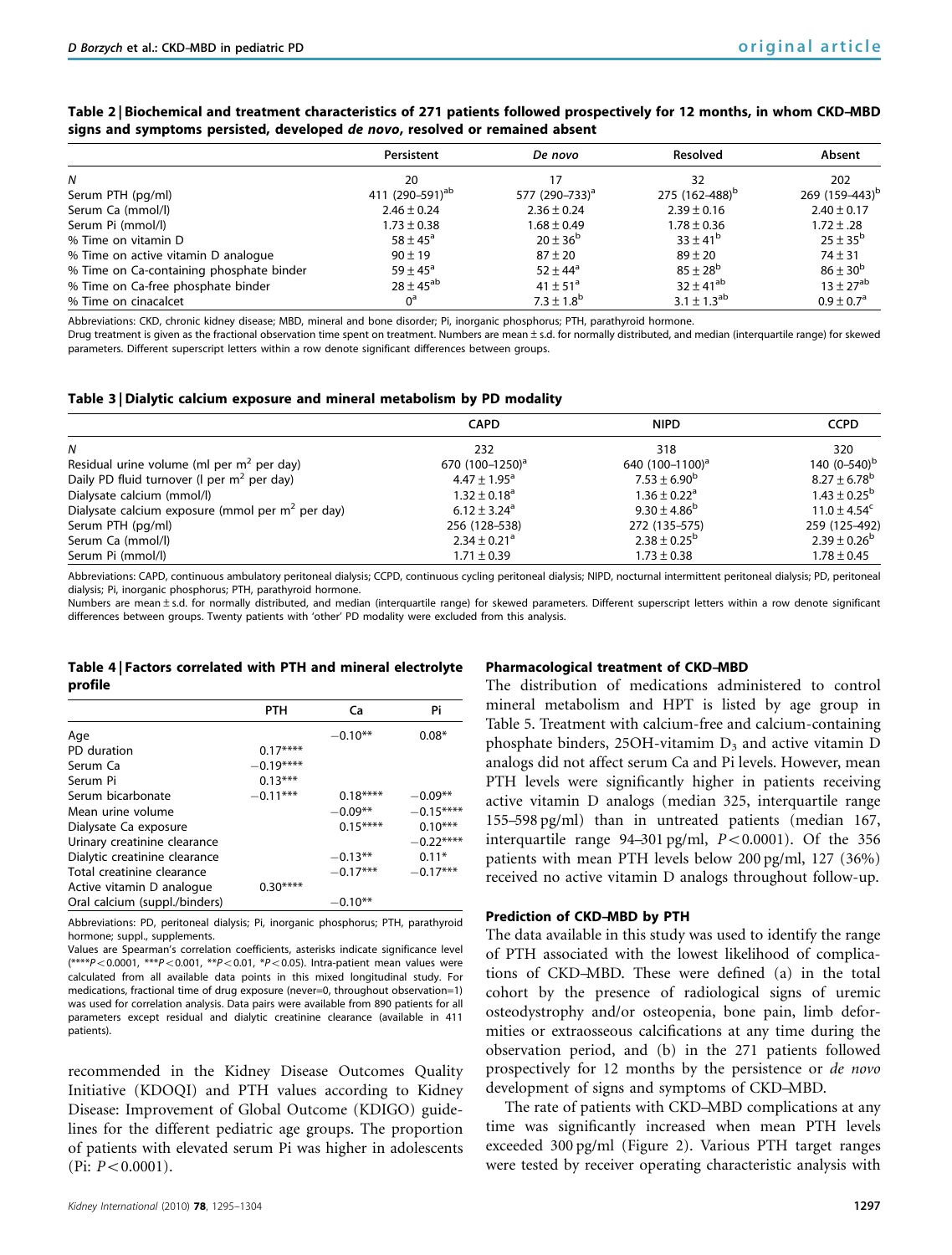**Table 2 | Biochemical and treatment characteristics of 271 patients followed prospectively for 12 months, in whom CKD–MBD signs and symptoms persisted, developed *de novo*, resolved or remained absent**

| | Persistent | *De novo* | Resolved | Absent |
|---|---|---|---|---|
| *N* | 20 | 17 | 32 | 202 |
| Serum PTH (pg/ml) | 411 (290–591)[ab] | 577 (290–733)[a] | 275 (162–488)[b] | 269 (159–443)[b] |
| Serum Ca (mmol/l) | 2.46 ± 0.24 | 2.36 ± 0.24 | 2.39 ± 0.16 | 2.40 ± 0.17 |
| Serum Pi (mmol/l) | 1.73 ± 0.38 | 1.68 ± 0.49 | 1.78 ± 0.36 | 1.72 ± .28 |
| % Time on vitamin D | 58 ± 45[a] | 20 ± 36[b] | 33 ± 41[b] | 25 ± 35[b] |
| % Time on active vitamin D analogue | 90 ± 19 | 87 ± 20 | 89 ± 20 | 74 ± 31 |
| % Time on Ca-containing phosphate binder | 59 ± 45[a] | 52 ± 44[a] | 85 ± 28[b] | 86 ± 30[b] |
| % Time on Ca-free phosphate binder | 28 ± 45[ab] | 41 ± 51[a] | 32 ± 41[ab] | 13 ± 27[ab] |
| % Time on cinacalcet | 0[a] | 7.3 ± 1.8[b] | 3.1 ± 1.3[ab] | 0.9 ± 0.7[a] |

Abbreviations: CKD, chronic kidney disease; MBD, mineral and bone disorder; Pi, inorganic phosphorus; PTH, parathyroid hormone.
Drug treatment is given as the fractional observation time spent on treatment. Numbers are mean ± s.d. for normally distributed, and median (interquartile range) for skewed parameters. Different superscript letters within a row denote significant differences between groups.

**Table 3 | Dialytic calcium exposure and mineral metabolism by PD modality**

| | CAPD | NIPD | CCPD |
|---|---|---|---|
| *N* | 232 | 318 | 320 |
| Residual urine volume (ml per $m^2$ per day) | 670 (100–1250)[a] | 640 (100–1100)[a] | 140 (0–540)[b] |
| Daily PD fluid turnover (l per $m^2$ per day) | 4.47 ± 1.95[a] | 7.53 ± 6.90[b] | 8.27 ± 6.78[b] |
| Dialysate calcium (mmol/l) | 1.32 ± 0.18[a] | 1.36 ± 0.22[a] | 1.43 ± 0.25[b] |
| Dialysate calcium exposure (mmol per $m^2$ per day) | 6.12 ± 3.24[a] | 9.30 ± 4.86[b] | 11.0 ± 4.54[c] |
| Serum PTH (pg/ml) | 256 (128–538) | 272 (135–575) | 259 (125–492) |
| Serum Ca (mmol/l) | 2.34 ± 0.21[a] | 2.38 ± 0.25[b] | 2.39 ± 0.26[b] |
| Serum Pi (mmol/l) | 1.71 ± 0.39 | 1.73 ± 0.38 | 1.78 ± 0.45 |

Abbreviations: CAPD, continuous ambulatory peritoneal dialysis; CCPD, continuous cycling peritoneal dialysis; NIPD, nocturnal intermittent peritoneal dialysis; PD, peritoneal dialysis; Pi, inorganic phosphorus; PTH, parathyroid hormone.
Numbers are mean ± s.d. for normally distributed, and median (interquartile range) for skewed parameters. Different superscript letters within a row denote significant differences between groups. Twenty patients with 'other' PD modality were excluded from this analysis.

**Table 4 | Factors correlated with PTH and mineral electrolyte profile**

| | PTH | Ca | Pi |
|---|---|---|---|
| Age | | −0.10** | 0.08* |
| PD duration | 0.17**** | | |
| Serum Ca | −0.19**** | | |
| Serum Pi | 0.13*** | | |
| Serum bicarbonate | −0.11*** | 0.18**** | −0.09** |
| Mean urine volume | | −0.09** | −0.15**** |
| Dialysate Ca exposure | | 0.15**** | 0.10*** |
| Urinary creatinine clearance | | | −0.22**** |
| Dialytic creatinine clearance | | −0.13** | 0.11* |
| Total creatinine clearance | | −0.17*** | −0.17*** |
| Active vitamin D analogue | 0.30**** | | |
| Oral calcium (suppl./binders) | | −0.10** | |

Abbreviations: PD, peritoneal dialysis; Pi, inorganic phosphorus; PTH, parathyroid hormone; suppl., supplements.
Values are Spearman's correlation coefficients, asterisks indicate significance level (****$P<0.0001$, ***$P<0.001$, **$P<0.01$, *$P<0.05$). Intra-patient mean values were calculated from all available data points in this mixed longitudinal study. For medications, fractional time of drug exposure (never=0, throughout observation=1) was used for correlation analysis. Data pairs were available from 890 patients for all parameters except residual and dialytic creatinine clearance (available in 411 patients).

recommended in the Kidney Disease Outcomes Quality Initiative (KDOQI) and PTH values according to Kidney Disease: Improvement of Global Outcome (KDIGO) guidelines for the different pediatric age groups. The proportion of patients with elevated serum Pi was higher in adolescents (Pi: $P<0.0001$).

#### Pharmacological treatment of CKD–MBD

The distribution of medications administered to control mineral metabolism and HPT is listed by age group in Table 5. Treatment with calcium-free and calcium-containing phosphate binders, 25OH-vitamin $D_3$ and active vitamin D analogs did not affect serum Ca and Pi levels. However, mean PTH levels were significantly higher in patients receiving active vitamin D analogs (median 325, interquartile range 155–598 pg/ml) than in untreated patients (median 167, interquartile range 94–301 pg/ml, $P<0.0001$). Of the 356 patients with mean PTH levels below 200 pg/ml, 127 (36%) received no active vitamin D analogs throughout follow-up.

#### Prediction of CKD–MBD by PTH

The data available in this study was used to identify the range of PTH associated with the lowest likelihood of complications of CKD–MBD. These were defined (a) in the total cohort by the presence of radiological signs of uremic osteodystrophy and/or osteopenia, bone pain, limb deformities or extraosseous calcifications at any time during the observation period, and (b) in the 271 patients followed prospectively for 12 months by the persistence or *de novo* development of signs and symptoms of CKD–MBD.

The rate of patients with CKD–MBD complications at any time was significantly increased when mean PTH levels exceeded 300 pg/ml (Figure 2). Various PTH target ranges were tested by receiver operating characteristic analysis with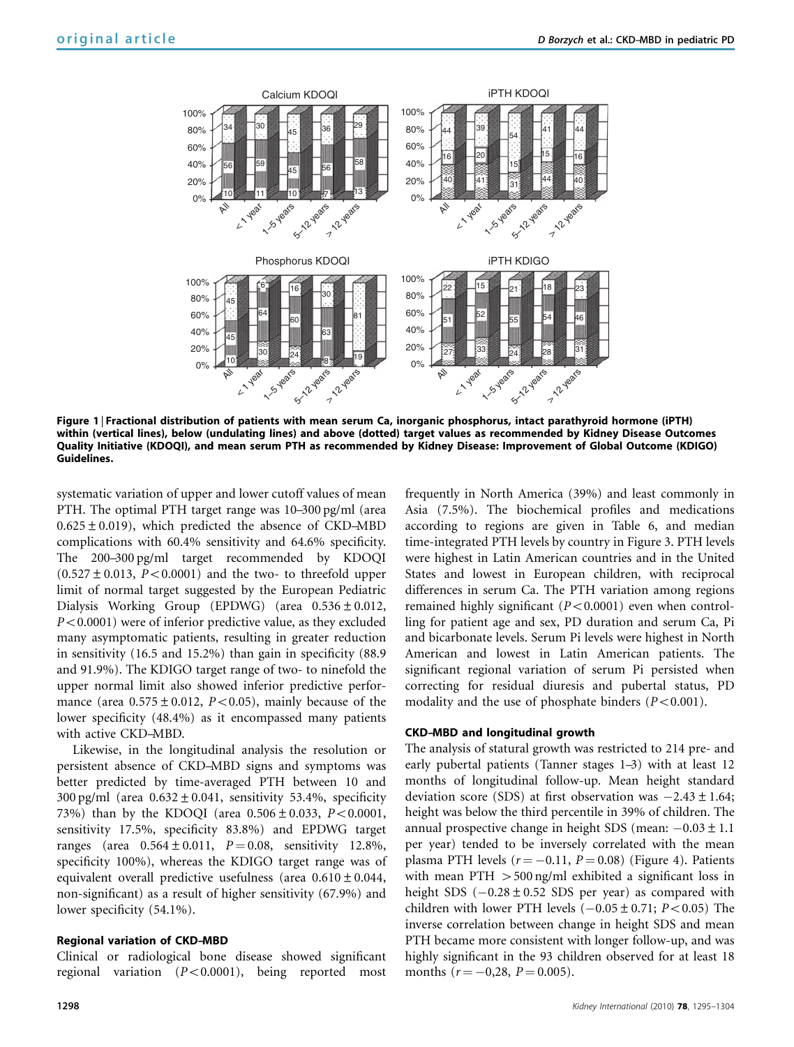Figure 1 | Fractional distribution of patients with mean serum Ca, inorganic phosphorus, intact parathyroid hormone (iPTH) within (vertical lines), below (undulating lines) and above (dotted) target values as recommended by Kidney Disease Outcomes Quality Initiative (KDOQI), and mean serum PTH as recommended by Kidney Disease: Improvement of Global Outcome (KDIGO) Guidelines.

systematic variation of upper and lower cutoff values of mean PTH. The optimal PTH target range was 10–300 pg/ml (area $0.625 \pm 0.019$), which predicted the absence of CKD–MBD complications with 60.4% sensitivity and 64.6% specificity. The 200–300 pg/ml target recommended by KDOQI ($0.527 \pm 0.013$, $P < 0.0001$) and the two- to threefold upper limit of normal target suggested by the European Pediatric Dialysis Working Group (EPDWG) (area $0.536 \pm 0.012$, $P < 0.0001$) were of inferior predictive value, as they excluded many asymptomatic patients, resulting in greater reduction in sensitivity (16.5 and 15.2%) than gain in specificity (88.9 and 91.9%). The KDIGO target range of two- to ninefold the upper normal limit also showed inferior predictive performance (area $0.575 \pm 0.012$, $P < 0.05$), mainly because of the lower specificity (48.4%) as it encompassed many patients with active CKD–MBD.

Likewise, in the longitudinal analysis the resolution or persistent absence of CKD–MBD signs and symptoms was better predicted by time-averaged PTH between 10 and 300 pg/ml (area $0.632 \pm 0.041$, sensitivity 53.4%, specificity 73%) than by the KDOQI (area $0.506 \pm 0.033$, $P < 0.0001$, sensitivity 17.5%, specificity 83.8%) and EPDWG target ranges (area $0.564 \pm 0.011$, $P = 0.08$, sensitivity 12.8%, specificity 100%), whereas the KDIGO target range was of equivalent overall predictive usefulness (area $0.610 \pm 0.044$, non-significant) as a result of higher sensitivity (67.9%) and lower specificity (54.1%).

### Regional variation of CKD–MBD

Clinical or radiological bone disease showed significant regional variation ($P < 0.0001$), being reported most frequently in North America (39%) and least commonly in Asia (7.5%). The biochemical profiles and medications according to regions are given in Table 6, and median time-integrated PTH levels by country in Figure 3. PTH levels were highest in Latin American countries and in the United States and lowest in European children, with reciprocal differences in serum Ca. The PTH variation among regions remained highly significant ($P < 0.0001$) even when controlling for patient age and sex, PD duration and serum Ca, Pi and bicarbonate levels. Serum Pi levels were highest in North American and lowest in Latin American patients. The significant regional variation of serum Pi persisted when correcting for residual diuresis and pubertal status, PD modality and the use of phosphate binders ($P < 0.001$).

### CKD–MBD and longitudinal growth

The analysis of statural growth was restricted to 214 pre- and early pubertal patients (Tanner stages 1–3) with at least 12 months of longitudinal follow-up. Mean height standard deviation score (SDS) at first observation was $-2.43 \pm 1.64$; height was below the third percentile in 39% of children. The annual prospective change in height SDS (mean: $-0.03 \pm 1.1$ per year) tended to be inversely correlated with the mean plasma PTH levels ($r = -0.11$, $P = 0.08$) (Figure 4). Patients with mean PTH $> 500$ ng/ml exhibited a significant loss in height SDS ($-0.28 \pm 0.52$ SDS per year) as compared with children with lower PTH levels ($-0.05 \pm 0.71$; $P < 0.05$) The inverse correlation between change in height SDS and mean PTH became more consistent with longer follow-up, and was highly significant in the 93 children observed for at least 18 months ($r = -0{,}28$, $P = 0.005$).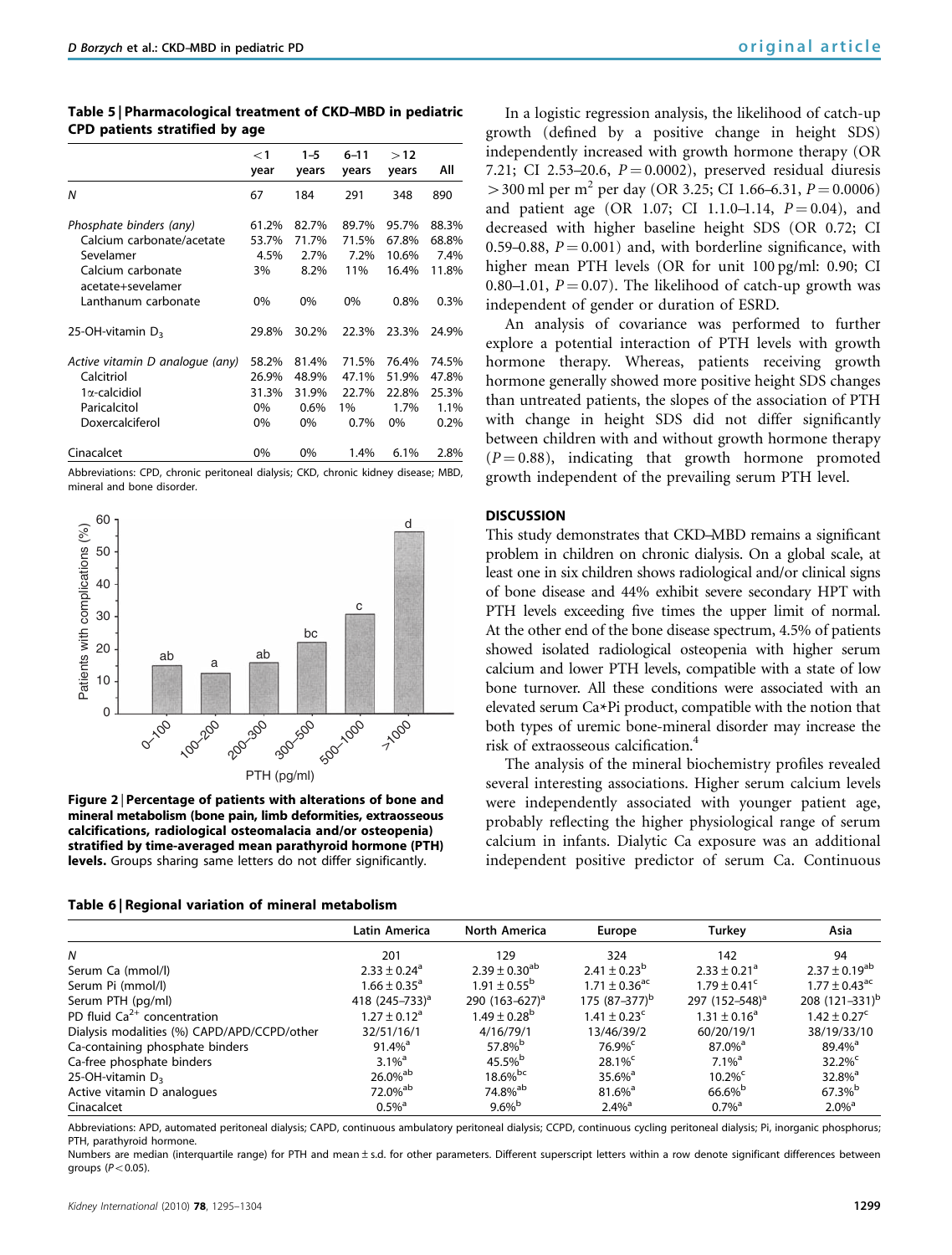**Table 5 | Pharmacological treatment of CKD–MBD in pediatric CPD patients stratified by age**

| | <1 year | 1–5 years | 6–11 years | >12 years | All |
|---|---|---|---|---|---|
| *N* | 67 | 184 | 291 | 348 | 890 |
| *Phosphate binders (any)* | 61.2% | 82.7% | 89.7% | 95.7% | 88.3% |
| Calcium carbonate/acetate | 53.7% | 71.7% | 71.5% | 67.8% | 68.8% |
| Sevelamer | 4.5% | 2.7% | 7.2% | 10.6% | 7.4% |
| Calcium carbonate acetate+sevelamer | 3% | 8.2% | 11% | 16.4% | 11.8% |
| Lanthanum carbonate | 0% | 0% | 0% | 0.8% | 0.3% |
| 25-OH-vitamin $D_3$ | 29.8% | 30.2% | 22.3% | 23.3% | 24.9% |
| *Active vitamin D analogue (any)* | 58.2% | 81.4% | 71.5% | 76.4% | 74.5% |
| Calcitriol | 26.9% | 48.9% | 47.1% | 51.9% | 47.8% |
| 1α-calcidiol | 31.3% | 31.9% | 22.7% | 22.8% | 25.3% |
| Paricalcitol | 0% | 0.6% | 1% | 1.7% | 1.1% |
| Doxercalciferol | 0% | 0% | 0.7% | 0% | 0.2% |
| Cinacalcet | 0% | 0% | 1.4% | 6.1% | 2.8% |

Abbreviations: CPD, chronic peritoneal dialysis; CKD, chronic kidney disease; MBD, mineral and bone disorder.

**Figure 2 | Percentage of patients with alterations of bone and mineral metabolism (bone pain, limb deformities, extraosseous calcifications, radiological osteomalacia and/or osteopenia) stratified by time-averaged mean parathyroid hormone (PTH) levels.** Groups sharing same letters do not differ significantly.

In a logistic regression analysis, the likelihood of catch-up growth (defined by a positive change in height SDS) independently increased with growth hormone therapy (OR 7.21; CI 2.53–20.6, $P = 0.0002$), preserved residual diuresis >300 ml per $m^2$ per day (OR 3.25; CI 1.66–6.31, $P = 0.0006$) and patient age (OR 1.07; CI 1.1.0–1.14, $P = 0.04$), and decreased with higher baseline height SDS (OR 0.72; CI 0.59–0.88, $P = 0.001$) and, with borderline significance, with higher mean PTH levels (OR for unit 100 pg/ml: 0.90; CI 0.80–1.01, $P = 0.07$). The likelihood of catch-up growth was independent of gender or duration of ESRD.

An analysis of covariance was performed to further explore a potential interaction of PTH levels with growth hormone therapy. Whereas, patients receiving growth hormone generally showed more positive height SDS changes than untreated patients, the slopes of the association of PTH with change in height SDS did not differ significantly between children with and without growth hormone therapy ($P = 0.88$), indicating that growth hormone promoted growth independent of the prevailing serum PTH level.

## DISCUSSION

This study demonstrates that CKD–MBD remains a significant problem in children on chronic dialysis. On a global scale, at least one in six children shows radiological and/or clinical signs of bone disease and 44% exhibit severe secondary HPT with PTH levels exceeding five times the upper limit of normal. At the other end of the bone disease spectrum, 4.5% of patients showed isolated radiological osteopenia with higher serum calcium and lower PTH levels, compatible with a state of low bone turnover. All these conditions were associated with an elevated serum Ca*Pi product, compatible with the notion that both types of uremic bone-mineral disorder may increase the risk of extraosseous calcification.[4]

The analysis of the mineral biochemistry profiles revealed several interesting associations. Higher serum calcium levels were independently associated with younger patient age, probably reflecting the higher physiological range of serum calcium in infants. Dialytic Ca exposure was an additional independent positive predictor of serum Ca. Continuous

**Table 6 | Regional variation of mineral metabolism**

| | Latin America | North America | Europe | Turkey | Asia |
|---|---|---|---|---|---|
| *N* | 201 | 129 | 324 | 142 | 94 |
| Serum Ca (mmol/l) | 2.33 ± 0.24[a] | 2.39 ± 0.30[ab] | 2.41 ± 0.23[b] | 2.33 ± 0.21[a] | 2.37 ± 0.19[ab] |
| Serum Pi (mmol/l) | 1.66 ± 0.35[a] | 1.91 ± 0.55[b] | 1.71 ± 0.36[ac] | 1.79 ± 0.41[c] | 1.77 ± 0.43[ac] |
| Serum PTH (pg/ml) | 418 (245–733)[a] | 290 (163–627)[a] | 175 (87–377)[b] | 297 (152–548)[a] | 208 (121–331)[b] |
| PD fluid $Ca^{2+}$ concentration | 1.27 ± 0.12[a] | 1.49 ± 0.28[b] | 1.41 ± 0.23[c] | 1.31 ± 0.16[a] | 1.42 ± 0.27[c] |
| Dialysis modalities (%) CAPD/APD/CCPD/other | 32/51/16/1 | 4/16/79/1 | 13/46/39/2 | 60/20/19/1 | 38/19/33/10 |
| Ca-containing phosphate binders | 91.4%[a] | 57.8%[b] | 76.9%[c] | 87.0%[a] | 89.4%[a] |
| Ca-free phosphate binders | 3.1%[a] | 45.5%[b] | 28.1%[c] | 7.1%[a] | 32.2%[c] |
| 25-OH-vitamin $D_3$ | 26.0%[ab] | 18.6%[bc] | 35.6%[a] | 10.2%[c] | 32.8%[a] |
| Active vitamin D analogues | 72.0%[ab] | 74.8%[ab] | 81.6%[a] | 66.6%[b] | 67.3%[b] |
| Cinacalcet | 0.5%[a] | 9.6%[b] | 2.4%[a] | 0.7%[a] | 2.0%[a] |

Abbreviations: APD, automated peritoneal dialysis; CAPD, continuous ambulatory peritoneal dialysis; CCPD, continuous cycling peritoneal dialysis; Pi, inorganic phosphorus; PTH, parathyroid hormone.

Numbers are median (interquartile range) for PTH and mean ± s.d. for other parameters. Different superscript letters within a row denote significant differences between groups ($P < 0.05$).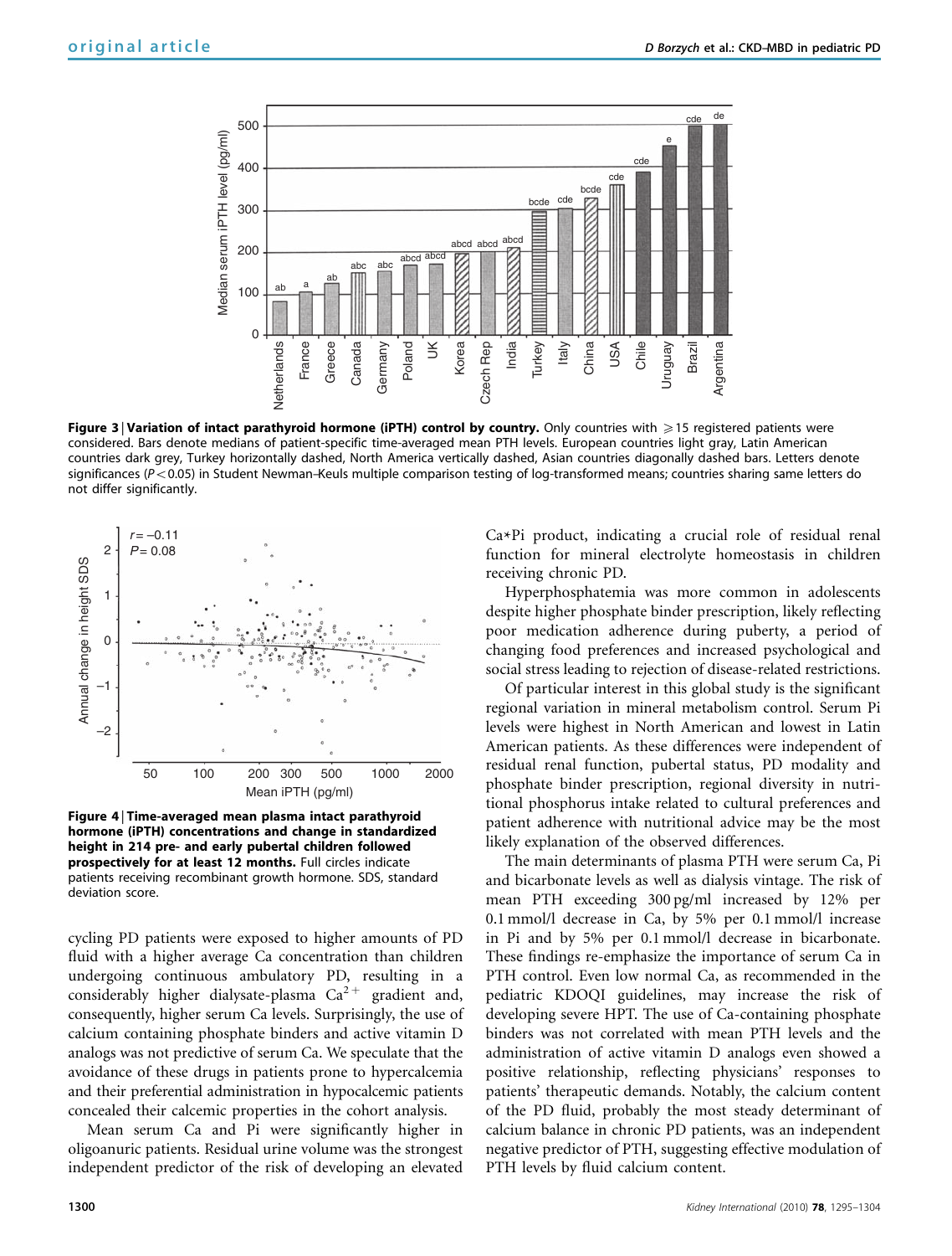Median serum iPTH level (pg/ml)

500
400
300
200
100
0

ab a ab abc abc abcd abcd abcd abcd abcd bcde cde bcde cde cde e cde de

Netherlands France Greece Canada Germany Poland UK Korea Czech Rep India Turkey Italy China USA Chile Uruguay Brazil Argentina

**Figure 3 | Variation of intact parathyroid hormone (iPTH) control by country.** Only countries with ⩾15 registered patients were considered. Bars denote medians of patient-specific time-averaged mean PTH levels. European countries light gray, Latin American countries dark grey, Turkey horizontally dashed, North America vertically dashed, Asian countries diagonally dashed bars. Letters denote significances ($P<0.05$) in Student Newman–Keuls multiple comparison testing of log-transformed means; countries sharing same letters do not differ significantly.

$r=-0.11$
$P=0.08$

Annual change in height SDS

2
1
0
−1
−2

50 100 200 300 500 1000 2000

Mean iPTH (pg/ml)

**Figure 4 | Time-averaged mean plasma intact parathyroid hormone (iPTH) concentrations and change in standardized height in 214 pre- and early pubertal children followed prospectively for at least 12 months.** Full circles indicate patients receiving recombinant growth hormone. SDS, standard deviation score.

cycling PD patients were exposed to higher amounts of PD fluid with a higher average Ca concentration than children undergoing continuous ambulatory PD, resulting in a considerably higher dialysate-plasma $Ca^{2+}$ gradient and, consequently, higher serum Ca levels. Surprisingly, the use of calcium containing phosphate binders and active vitamin D analogs was not predictive of serum Ca. We speculate that the avoidance of these drugs in patients prone to hypercalcemia and their preferential administration in hypocalcemic patients concealed their calcemic properties in the cohort analysis.

Mean serum Ca and Pi were significantly higher in oligoanuric patients. Residual urine volume was the strongest independent predictor of the risk of developing an elevated Ca*Pi product, indicating a crucial role of residual renal function for mineral electrolyte homeostasis in children receiving chronic PD.

Hyperphosphatemia was more common in adolescents despite higher phosphate binder prescription, likely reflecting poor medication adherence during puberty, a period of changing food preferences and increased psychological and social stress leading to rejection of disease-related restrictions.

Of particular interest in this global study is the significant regional variation in mineral metabolism control. Serum Pi levels were highest in North American and lowest in Latin American patients. As these differences were independent of residual renal function, pubertal status, PD modality and phosphate binder prescription, regional diversity in nutritional phosphorus intake related to cultural preferences and patient adherence with nutritional advice may be the most likely explanation of the observed differences.

The main determinants of plasma PTH were serum Ca, Pi and bicarbonate levels as well as dialysis vintage. The risk of mean PTH exceeding 300 pg/ml increased by 12% per 0.1 mmol/l decrease in Ca, by 5% per 0.1 mmol/l increase in Pi and by 5% per 0.1 mmol/l decrease in bicarbonate. These findings re-emphasize the importance of serum Ca in PTH control. Even low normal Ca, as recommended in the pediatric KDOQI guidelines, may increase the risk of developing severe HPT. The use of Ca-containing phosphate binders was not correlated with mean PTH levels and the administration of active vitamin D analogs even showed a positive relationship, reflecting physicians' responses to patients' therapeutic demands. Notably, the calcium content of the PD fluid, probably the most steady determinant of calcium balance in chronic PD patients, was an independent negative predictor of PTH, suggesting effective modulation of PTH levels by fluid calcium content.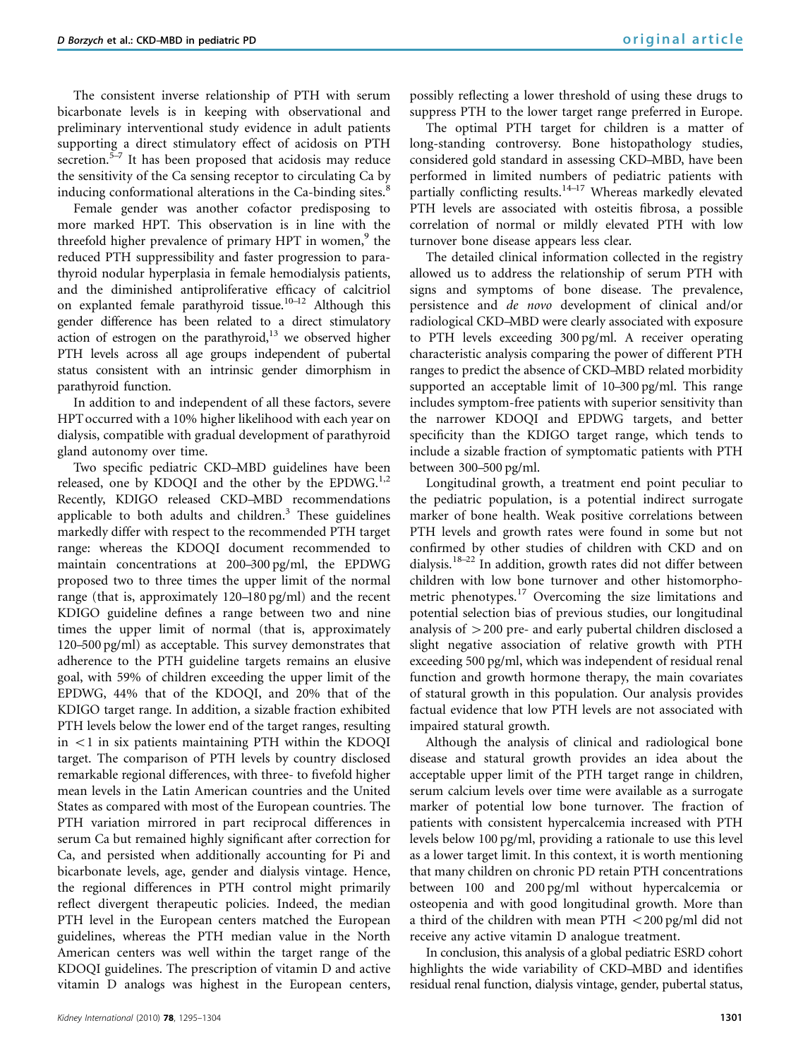The consistent inverse relationship of PTH with serum bicarbonate levels is in keeping with observational and preliminary interventional study evidence in adult patients supporting a direct stimulatory effect of acidosis on PTH secretion.[5–7] It has been proposed that acidosis may reduce the sensitivity of the Ca sensing receptor to circulating Ca by inducing conformational alterations in the Ca-binding sites.[8]

Female gender was another cofactor predisposing to more marked HPT. This observation is in line with the threefold higher prevalence of primary HPT in women,[9] the reduced PTH suppressibility and faster progression to parathyroid nodular hyperplasia in female hemodialysis patients, and the diminished antiproliferative efficacy of calcitriol on explanted female parathyroid tissue.[10–12] Although this gender difference has been related to a direct stimulatory action of estrogen on the parathyroid,[13] we observed higher PTH levels across all age groups independent of pubertal status consistent with an intrinsic gender dimorphism in parathyroid function.

In addition to and independent of all these factors, severe HPT occurred with a 10% higher likelihood with each year on dialysis, compatible with gradual development of parathyroid gland autonomy over time.

Two specific pediatric CKD–MBD guidelines have been released, one by KDOQI and the other by the EPDWG.[1,2] Recently, KDIGO released CKD–MBD recommendations applicable to both adults and children.[3] These guidelines markedly differ with respect to the recommended PTH target range: whereas the KDOQI document recommended to maintain concentrations at 200–300 pg/ml, the EPDWG proposed two to three times the upper limit of the normal range (that is, approximately 120–180 pg/ml) and the recent KDIGO guideline defines a range between two and nine times the upper limit of normal (that is, approximately 120–500 pg/ml) as acceptable. This survey demonstrates that adherence to the PTH guideline targets remains an elusive goal, with 59% of children exceeding the upper limit of the EPDWG, 44% that of the KDOQI, and 20% that of the KDIGO target range. In addition, a sizable fraction exhibited PTH levels below the lower end of the target ranges, resulting in <1 in six patients maintaining PTH within the KDOQI target. The comparison of PTH levels by country disclosed remarkable regional differences, with three- to fivefold higher mean levels in the Latin American countries and the United States as compared with most of the European countries. The PTH variation mirrored in part reciprocal differences in serum Ca but remained highly significant after correction for Ca, and persisted when additionally accounting for Pi and bicarbonate levels, age, gender and dialysis vintage. Hence, the regional differences in PTH control might primarily reflect divergent therapeutic policies. Indeed, the median PTH level in the European centers matched the European guidelines, whereas the PTH median value in the North American centers was well within the target range of the KDOQI guidelines. The prescription of vitamin D and active vitamin D analogs was highest in the European centers, possibly reflecting a lower threshold of using these drugs to suppress PTH to the lower target range preferred in Europe.

The optimal PTH target for children is a matter of long-standing controversy. Bone histopathology studies, considered gold standard in assessing CKD–MBD, have been performed in limited numbers of pediatric patients with partially conflicting results.[14–17] Whereas markedly elevated PTH levels are associated with osteitis fibrosa, a possible correlation of normal or mildly elevated PTH with low turnover bone disease appears less clear.

The detailed clinical information collected in the registry allowed us to address the relationship of serum PTH with signs and symptoms of bone disease. The prevalence, persistence and *de novo* development of clinical and/or radiological CKD–MBD were clearly associated with exposure to PTH levels exceeding 300 pg/ml. A receiver operating characteristic analysis comparing the power of different PTH ranges to predict the absence of CKD–MBD related morbidity supported an acceptable limit of 10–300 pg/ml. This range includes symptom-free patients with superior sensitivity than the narrower KDOQI and EPDWG targets, and better specificity than the KDIGO target range, which tends to include a sizable fraction of symptomatic patients with PTH between 300–500 pg/ml.

Longitudinal growth, a treatment end point peculiar to the pediatric population, is a potential indirect surrogate marker of bone health. Weak positive correlations between PTH levels and growth rates were found in some but not confirmed by other studies of children with CKD and on dialysis.[18–22] In addition, growth rates did not differ between children with low bone turnover and other histomorphometric phenotypes.[17] Overcoming the size limitations and potential selection bias of previous studies, our longitudinal analysis of >200 pre- and early pubertal children disclosed a slight negative association of relative growth with PTH exceeding 500 pg/ml, which was independent of residual renal function and growth hormone therapy, the main covariates of statural growth in this population. Our analysis provides factual evidence that low PTH levels are not associated with impaired statural growth.

Although the analysis of clinical and radiological bone disease and statural growth provides an idea about the acceptable upper limit of the PTH target range in children, serum calcium levels over time were available as a surrogate marker of potential low bone turnover. The fraction of patients with consistent hypercalcemia increased with PTH levels below 100 pg/ml, providing a rationale to use this level as a lower target limit. In this context, it is worth mentioning that many children on chronic PD retain PTH concentrations between 100 and 200 pg/ml without hypercalcemia or osteopenia and with good longitudinal growth. More than a third of the children with mean PTH <200 pg/ml did not receive any active vitamin D analogue treatment.

In conclusion, this analysis of a global pediatric ESRD cohort highlights the wide variability of CKD–MBD and identifies residual renal function, dialysis vintage, gender, pubertal status,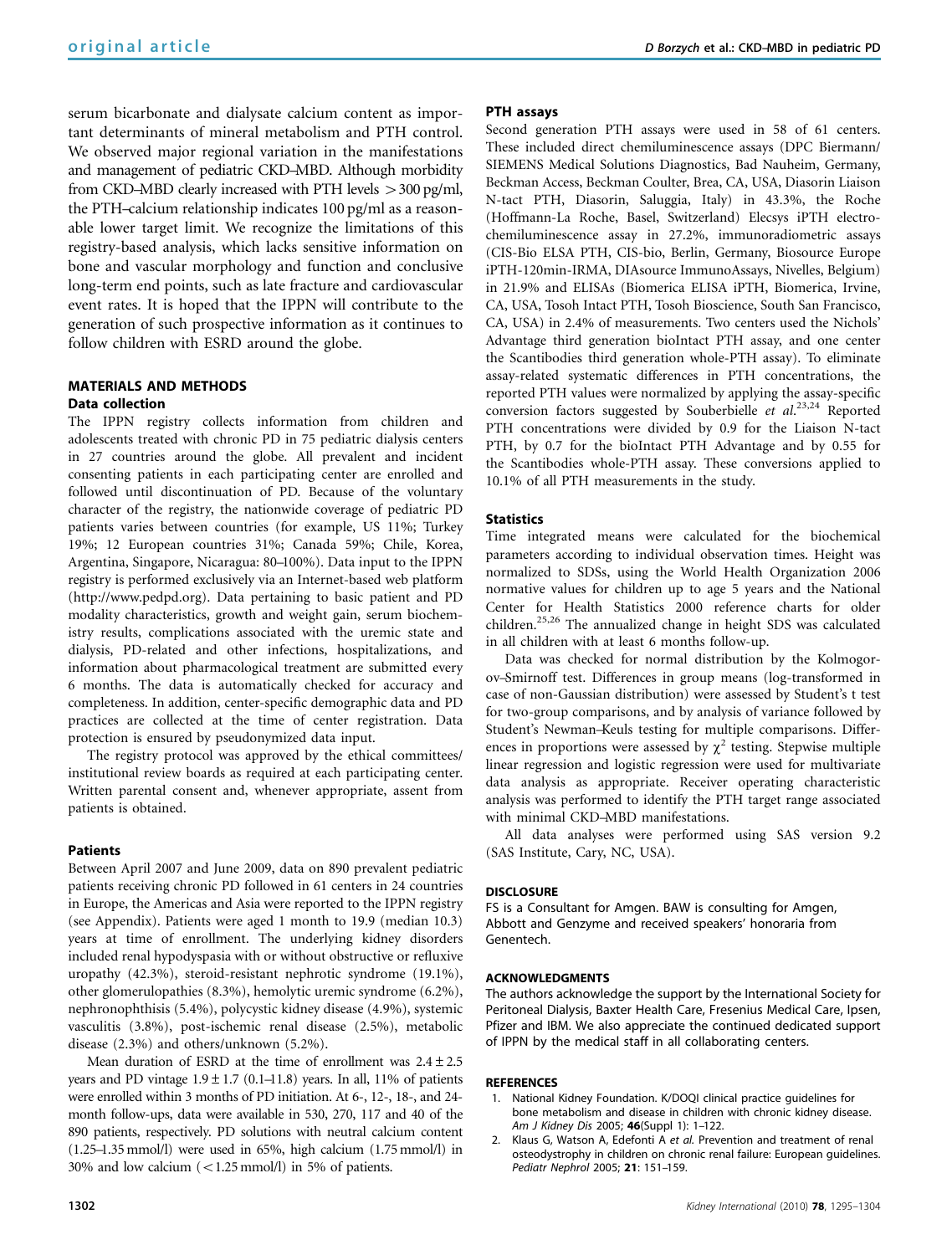serum bicarbonate and dialysate calcium content as important determinants of mineral metabolism and PTH control. We observed major regional variation in the manifestations and management of pediatric CKD–MBD. Although morbidity from CKD–MBD clearly increased with PTH levels >300 pg/ml, the PTH–calcium relationship indicates 100 pg/ml as a reasonable lower target limit. We recognize the limitations of this registry-based analysis, which lacks sensitive information on bone and vascular morphology and function and conclusive long-term end points, such as late fracture and cardiovascular event rates. It is hoped that the IPPN will contribute to the generation of such prospective information as it continues to follow children with ESRD around the globe.

## MATERIALS AND METHODS

### Data collection

The IPPN registry collects information from children and adolescents treated with chronic PD in 75 pediatric dialysis centers in 27 countries around the globe. All prevalent and incident consenting patients in each participating center are enrolled and followed until discontinuation of PD. Because of the voluntary character of the registry, the nationwide coverage of pediatric PD patients varies between countries (for example, US 11%; Turkey 19%; 12 European countries 31%; Canada 59%; Chile, Korea, Argentina, Singapore, Nicaragua: 80–100%). Data input to the IPPN registry is performed exclusively via an Internet-based web platform (http://www.pedpd.org). Data pertaining to basic patient and PD modality characteristics, growth and weight gain, serum biochemistry results, complications associated with the uremic state and dialysis, PD-related and other infections, hospitalizations, and information about pharmacological treatment are submitted every 6 months. The data is automatically checked for accuracy and completeness. In addition, center-specific demographic data and PD practices are collected at the time of center registration. Data protection is ensured by pseudonymized data input.

The registry protocol was approved by the ethical committees/institutional review boards as required at each participating center. Written parental consent and, whenever appropriate, assent from patients is obtained.

### Patients

Between April 2007 and June 2009, data on 890 prevalent pediatric patients receiving chronic PD followed in 61 centers in 24 countries in Europe, the Americas and Asia were reported to the IPPN registry (see Appendix). Patients were aged 1 month to 19.9 (median 10.3) years at time of enrollment. The underlying kidney disorders included renal hypodyspasia with or without obstructive or refluxive uropathy (42.3%), steroid-resistant nephrotic syndrome (19.1%), other glomerulopathies (8.3%), hemolytic uremic syndrome (6.2%), nephronophthisis (5.4%), polycystic kidney disease (4.9%), systemic vasculitis (3.8%), post-ischemic renal disease (2.5%), metabolic disease (2.3%) and others/unknown (5.2%).

Mean duration of ESRD at the time of enrollment was $2.4 \pm 2.5$ years and PD vintage $1.9 \pm 1.7$ (0.1–11.8) years. In all, 11% of patients were enrolled within 3 months of PD initiation. At 6-, 12-, 18-, and 24-month follow-ups, data were available in 530, 270, 117 and 40 of the 890 patients, respectively. PD solutions with neutral calcium content (1.25–1.35 mmol/l) were used in 65%, high calcium (1.75 mmol/l) in 30% and low calcium (<1.25 mmol/l) in 5% of patients.

### PTH assays

Second generation PTH assays were used in 58 of 61 centers. These included direct chemiluminescence assays (DPC Biermann/SIEMENS Medical Solutions Diagnostics, Bad Nauheim, Germany, Beckman Access, Beckman Coulter, Brea, CA, USA, Diasorin Liaison N-tact PTH, Diasorin, Saluggia, Italy) in 43.3%, the Roche (Hoffmann-La Roche, Basel, Switzerland) Elecsys iPTH electrochemiluminescence assay in 27.2%, immunoradiometric assays (CIS-Bio ELSA PTH, CIS-bio, Berlin, Germany, Biosource Europe iPTH-120min-IRMA, DIAsource ImmunoAssays, Nivelles, Belgium) in 21.9% and ELISAs (Biomerica ELISA iPTH, Biomerica, Irvine, CA, USA, Tosoh Intact PTH, Tosoh Bioscience, South San Francisco, CA, USA) in 2.4% of measurements. Two centers used the Nichols' Advantage third generation bioIntact PTH assay, and one center the Scantibodies third generation whole-PTH assay). To eliminate assay-related systematic differences in PTH concentrations, the reported PTH values were normalized by applying the assay-specific conversion factors suggested by Souberbielle *et al.*[23,24] Reported PTH concentrations were divided by 0.9 for the Liaison N-tact PTH, by 0.7 for the bioIntact PTH Advantage and by 0.55 for the Scantibodies whole-PTH assay. These conversions applied to 10.1% of all PTH measurements in the study.

### Statistics

Time integrated means were calculated for the biochemical parameters according to individual observation times. Height was normalized to SDSs, using the World Health Organization 2006 normative values for children up to age 5 years and the National Center for Health Statistics 2000 reference charts for older children.[25,26] The annualized change in height SDS was calculated in all children with at least 6 months follow-up.

Data was checked for normal distribution by the Kolmogorov–Smirnoff test. Differences in group means (log-transformed in case of non-Gaussian distribution) were assessed by Student's t test for two-group comparisons, and by analysis of variance followed by Student's Newman–Keuls testing for multiple comparisons. Differences in proportions were assessed by $\chi^2$ testing. Stepwise multiple linear regression and logistic regression were used for multivariate data analysis as appropriate. Receiver operating characteristic analysis was performed to identify the PTH target range associated with minimal CKD–MBD manifestations.

All data analyses were performed using SAS version 9.2 (SAS Institute, Cary, NC, USA).

## DISCLOSURE

FS is a Consultant for Amgen. BAW is consulting for Amgen, Abbott and Genzyme and received speakers' honoraria from Genentech.

## ACKNOWLEDGMENTS

The authors acknowledge the support by the International Society for Peritoneal Dialysis, Baxter Health Care, Fresenius Medical Care, Ipsen, Pfizer and IBM. We also appreciate the continued dedicated support of IPPN by the medical staff in all collaborating centers.

## REFERENCES

1. National Kidney Foundation. K/DOQI clinical practice guidelines for bone metabolism and disease in children with chronic kidney disease. *Am J Kidney Dis* 2005; **46**(Suppl 1): 1–122.
2. Klaus G, Watson A, Edefonti A *et al.* Prevention and treatment of renal osteodystrophy in children on chronic renal failure: European guidelines. *Pediatr Nephrol* 2005; **21**: 151–159.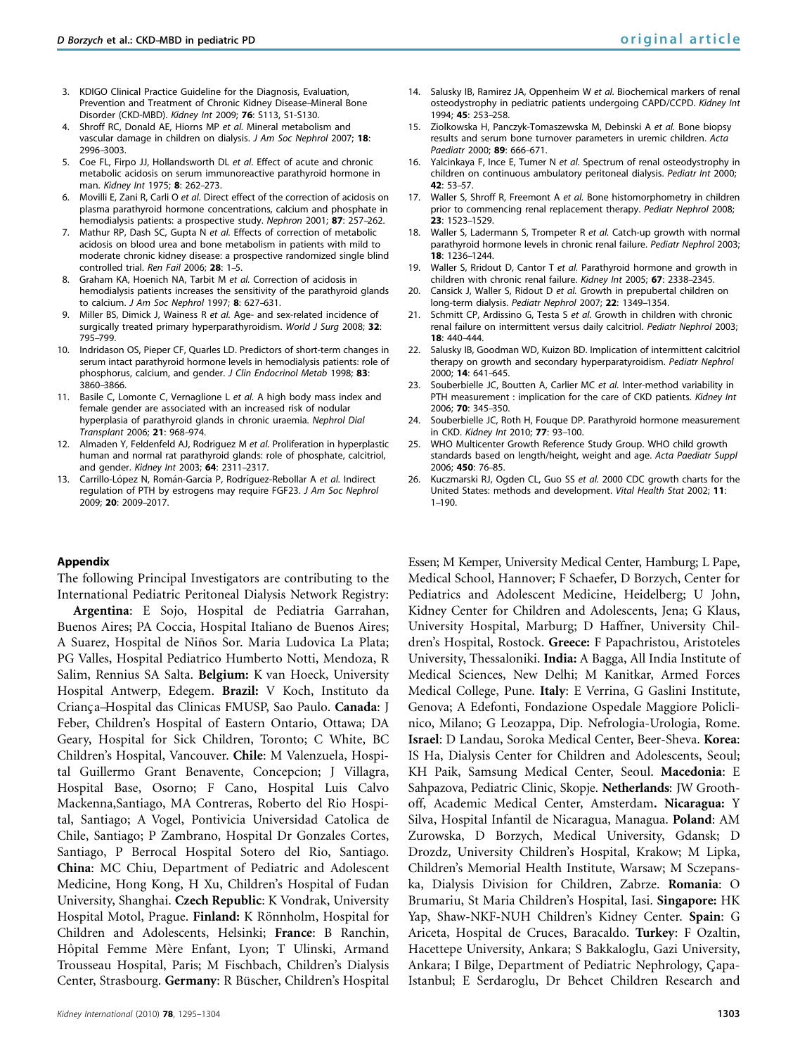3. KDIGO Clinical Practice Guideline for the Diagnosis, Evaluation, Prevention and Treatment of Chronic Kidney Disease–Mineral Bone Disorder (CKD-MBD). *Kidney Int* 2009; **76**: S113, S1-S130.
4. Shroff RC, Donald AE, Hiorns MP *et al*. Mineral metabolism and vascular damage in children on dialysis. *J Am Soc Nephrol* 2007; **18**: 2996–3003.
5. Coe FL, Firpo JJ, Hollandsworth DL *et al*. Effect of acute and chronic metabolic acidosis on serum immunoreactive parathyroid hormone in man. *Kidney Int* 1975; **8**: 262–273.
6. Movilli E, Zani R, Carli O *et al*. Direct effect of the correction of acidosis on plasma parathyroid hormone concentrations, calcium and phosphate in hemodialysis patients: a prospective study. *Nephron* 2001; **87**: 257–262.
7. Mathur RP, Dash SC, Gupta N *et al*. Effects of correction of metabolic acidosis on blood urea and bone metabolism in patients with mild to moderate chronic kidney disease: a prospective randomized single blind controlled trial. *Ren Fail* 2006; **28**: 1–5.
8. Graham KA, Hoenich NA, Tarbit M *et al*. Correction of acidosis in hemodialysis patients increases the sensitivity of the parathyroid glands to calcium. *J Am Soc Nephrol* 1997; **8**: 627–631.
9. Miller BS, Dimick J, Wainess R *et al*. Age- and sex-related incidence of surgically treated primary hyperparathyroidism. *World J Surg* 2008; **32**: 795–799.
10. Indridason OS, Pieper CF, Quarles LD. Predictors of short-term changes in serum intact parathyroid hormone levels in hemodialysis patients: role of phosphorus, calcium, and gender. *J Clin Endocrinol Metab* 1998; **83**: 3860–3866.
11. Basile C, Lomonte C, Vernaglione L *et al*. A high body mass index and female gender are associated with an increased risk of nodular hyperplasia of parathyroid glands in chronic uraemia. *Nephrol Dial Transplant* 2006; **21**: 968–974.
12. Almaden Y, Feldenfeld AJ, Rodriguez M *et al*. Proliferation in hyperplastic human and normal rat parathyroid glands: role of phosphate, calcitriol, and gender. *Kidney Int* 2003; **64**: 2311–2317.
13. Carrillo-López N, Román-García P, Rodríguez-Rebollar A *et al*. Indirect regulation of PTH by estrogens may require FGF23. *J Am Soc Nephrol* 2009; **20**: 2009–2017.
14. Salusky IB, Ramirez JA, Oppenheim W *et al*. Biochemical markers of renal osteodystrophy in pediatric patients undergoing CAPD/CCPD. *Kidney Int* 1994; **45**: 253–258.
15. Ziolkowska H, Panczyk-Tomaszewska M, Debinski A *et al*. Bone biopsy results and serum bone turnover parameters in uremic children. *Acta Paediatr* 2000; **89**: 666–671.
16. Yalcinkaya F, Ince E, Tumer N *et al*. Spectrum of renal osteodystrophy in children on continuous ambulatory peritoneal dialysis. *Pediatr Int* 2000; **42**: 53–57.
17. Waller S, Shroff R, Freemont A *et al*. Bone histomorphometry in children prior to commencing renal replacement therapy. *Pediatr Nephrol* 2008; **23**: 1523–1529.
18. Waller S, Ladermann S, Trompeter R *et al*. Catch-up growth with normal parathyroid hormone levels in chronic renal failure. *Pediatr Nephrol* 2003; **18**: 1236–1244.
19. Waller S, Rridout D, Cantor T *et al*. Parathyroid hormone and growth in children with chronic renal failure. *Kidney Int* 2005; **67**: 2338–2345.
20. Cansick J, Waller S, Ridout D *et al*. Growth in prepubertal children on long-term dialysis. *Pediatr Nephrol* 2007; **22**: 1349–1354.
21. Schmitt CP, Ardissino G, Testa S *et al*. Growth in children with chronic renal failure on intermittent versus daily calcitriol. *Pediatr Nephrol* 2003; **18**: 440–444.
22. Salusky IB, Goodman WD, Kuizon BD. Implication of intermittent calcitriol therapy on growth and secondary hyperparatyroidism. *Pediatr Nephrol* 2000; **14**: 641–645.
23. Souberbielle JC, Boutten A, Carlier MC *et al*. Inter-method variability in PTH measurement : implication for the care of CKD patients. *Kidney Int* 2006; **70**: 345–350.
24. Souberbielle JC, Roth H, Fouque DP. Parathyroid hormone measurement in CKD. *Kidney Int* 2010; **77**: 93–100.
25. WHO Multicenter Growth Reference Study Group. WHO child growth standards based on length/height, weight and age. *Acta Paediatr Suppl* 2006; **450**: 76–85.
26. Kuczmarski RJ, Ogden CL, Guo SS *et al*. 2000 CDC growth charts for the United States: methods and development. *Vital Health Stat* 2002; **11**: 1–190.

#### Appendix

The following Principal Investigators are contributing to the International Pediatric Peritoneal Dialysis Network Registry:

**Argentina**: E Sojo, Hospital de Pediatria Garrahan, Buenos Aires; PA Coccia, Hospital Italiano de Buenos Aires; A Suarez, Hospital de Niños Sor. Maria Ludovica La Plata; PG Valles, Hospital Pediatrico Humberto Notti, Mendoza, R Salim, Rennius SA Salta. **Belgium:** K van Hoeck, University Hospital Antwerp, Edegem. **Brazil:** V Koch, Instituto da Criança–Hospital das Clinicas FMUSP, Sao Paulo. **Canada**: J Feber, Children's Hospital of Eastern Ontario, Ottawa; DA Geary, Hospital for Sick Children, Toronto; C White, BC Children's Hospital, Vancouver. **Chile**: M Valenzuela, Hospital Guillermo Grant Benavente, Concepcion; J Villagra, Hospital Base, Osorno; F Cano, Hospital Luis Calvo Mackenna,Santiago, MA Contreras, Roberto del Rio Hospital, Santiago; A Vogel, Pontivicia Universidad Catolica de Chile, Santiago; P Zambrano, Hospital Dr Gonzales Cortes, Santiago, P Berrocal Hospital Sotero del Rio, Santiago. **China**: MC Chiu, Department of Pediatric and Adolescent Medicine, Hong Kong, H Xu, Children's Hospital of Fudan University, Shanghai. **Czech Republic**: K Vondrak, University Hospital Motol, Prague. **Finland:** K Rönnholm, Hospital for Children and Adolescents, Helsinki; **France**: B Ranchin, Hôpital Femme Mère Enfant, Lyon; T Ulinski, Armand Trousseau Hospital, Paris; M Fischbach, Children's Dialysis Center, Strasbourg. **Germany**: R Büscher, Children's Hospital Essen; M Kemper, University Medical Center, Hamburg; L Pape, Medical School, Hannover; F Schaefer, D Borzych, Center for Pediatrics and Adolescent Medicine, Heidelberg; U John, Kidney Center for Children and Adolescents, Jena; G Klaus, University Hospital, Marburg; D Haffner, University Children's Hospital, Rostock. **Greece:** F Papachristou, Aristoteles University, Thessaloniki. **India:** A Bagga, All India Institute of Medical Sciences, New Delhi; M Kanitkar, Armed Forces Medical College, Pune. **Italy**: E Verrina, G Gaslini Institute, Genova; A Edefonti, Fondazione Ospedale Maggiore Policlinico, Milano; G Leozappa, Dip. Nefrologia-Urologia, Rome. **Israel**: D Landau, Soroka Medical Center, Beer-Sheva. **Korea**: IS Ha, Dialysis Center for Children and Adolescents, Seoul; KH Paik, Samsung Medical Center, Seoul. **Macedonia**: E Sahpazova, Pediatric Clinic, Skopje. **Netherlands**: JW Groothoff, Academic Medical Center, Amsterdam**. Nicaragua:** Y Silva, Hospital Infantil de Nicaragua, Managua. **Poland**: AM Zurowska, D Borzych, Medical University, Gdansk; D Drozdz, University Children's Hospital, Krakow; M Lipka, Children's Memorial Health Institute, Warsaw; M Sczepanska, Dialysis Division for Children, Zabrze. **Romania**: O Brumariu, St Maria Children's Hospital, Iasi. **Singapore:** HK Yap, Shaw-NKF-NUH Children's Kidney Center. **Spain**: G Ariceta, Hospital de Cruces, Baracaldo. **Turkey**: F Ozaltin, Hacettepe University, Ankara; S Bakkaloglu, Gazi University, Ankara; I Bilge, Department of Pediatric Nephrology, Çapa-Istanbul; E Serdaroglu, Dr Behcet Children Research and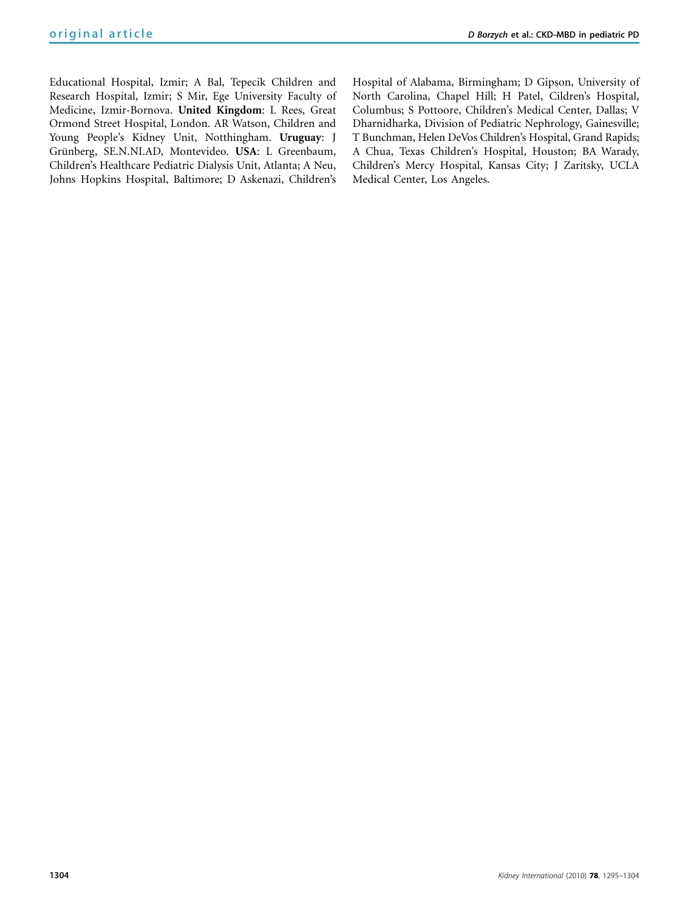Educational Hospital, Izmir; A Bal, Tepecik Children and Research Hospital, Izmir; S Mir, Ege University Faculty of Medicine, Izmir-Bornova. **United Kingdom**: L Rees, Great Ormond Street Hospital, London. AR Watson, Children and Young People's Kidney Unit, Notthingham. **Uruguay**: J Grünberg, SE.N.NI.AD, Montevideo. **USA**: L Greenbaum, Children's Healthcare Pediatric Dialysis Unit, Atlanta; A Neu, Johns Hopkins Hospital, Baltimore; D Askenazi, Children's Hospital of Alabama, Birmingham; D Gipson, University of North Carolina, Chapel Hill; H Patel, Cildren's Hospital, Columbus; S Pottoore, Children's Medical Center, Dallas; V Dharnidharka, Division of Pediatric Nephrology, Gainesville; T Bunchman, Helen DeVos Children's Hospital, Grand Rapids; A Chua, Texas Children's Hospital, Houston; BA Warady, Children's Mercy Hospital, Kansas City; J Zaritsky, UCLA Medical Center, Los Angeles.